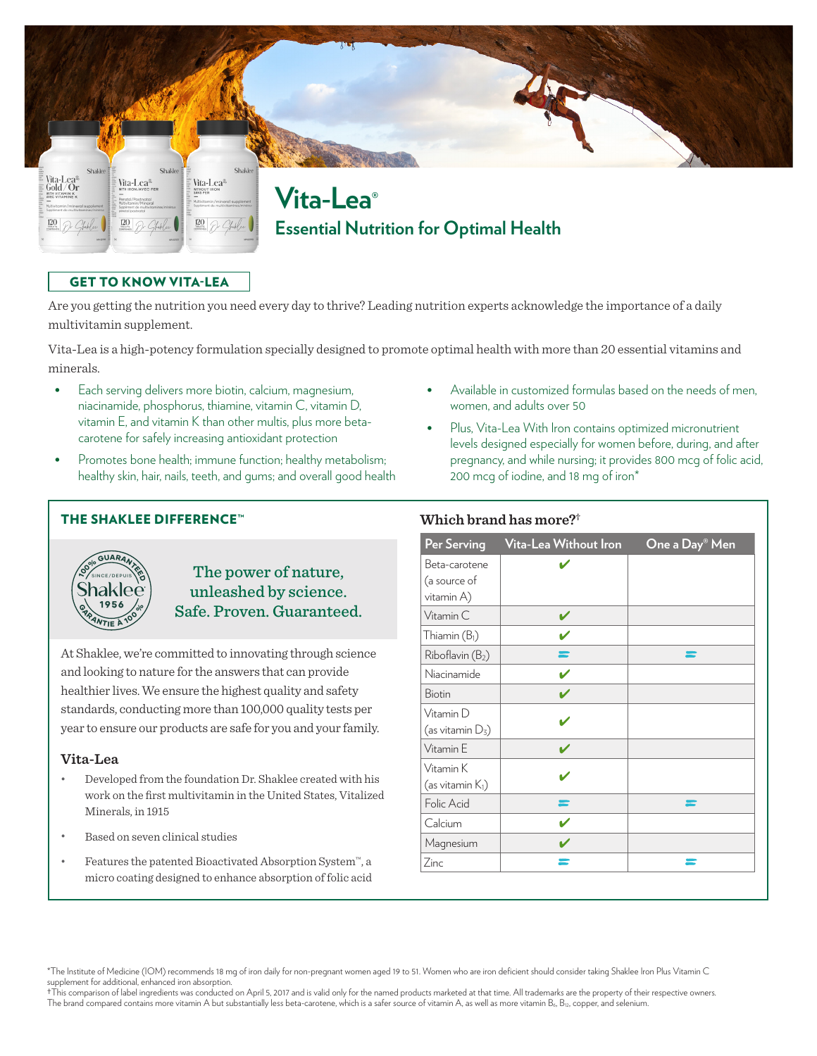# Vita-Lea®

## Essential Nutrition for Optimal Health

### GET TO KNOW VITA-LEA

Are you getting the nutrition you need every day to thrive? Leading nutrition experts acknowledge the importance of a daily multivitamin supplement.

Vita-Lea is a high-potency formulation specially designed to promote optimal health with more than 20 essential vitamins and minerals.

- Each serving delivers more biotin, calcium, magnesium, niacinamide, phosphorus, thiamine, vitamin C, vitamin D, vitamin E, and vitamin K than other multis, plus more beta-carotene for safely increasing antioxidant protection
- Promotes bone health; immune function; healthy metabolism; healthy skin, hair, nails, teeth, and gums; and overall good health
- Available in customized formulas based on the needs of men, women, and adults over 50
- Plus, Vita-Lea With Iron contains optimized micronutrient levels designed especially for women before, during, and after pregnancy, and while nursing; it provides 800 mcg of folic acid, 200 mcg of iodine, and 18 mg of iron*

### THE SHAKLEE DIFFERENCE™

100% GUARANTEED SINCE/DEPUIS 1956 Shaklee GARANTIE À 100%

**The power of nature, unleashed by science. Safe. Proven. Guaranteed.**

At Shaklee, we're committed to innovating through science and looking to nature for the answers that can provide healthier lives. We ensure the highest quality and safety standards, conducting more than 100,000 quality tests per year to ensure our products are safe for you and your family.

#### Vita-Lea

- Developed from the foundation Dr. Shaklee created with his work on the first multivitamin in the United States, Vitalized Minerals, in 1915
- Based on seven clinical studies
- Features the patented Bioactivated Absorption System™, a micro coating designed to enhance absorption of folic acid

#### Which brand has more?†

| Per Serving | Vita-Lea Without Iron | One a Day® Men |
|---|---|---|
| Beta-carotene (a source of vitamin A) | ✔ | |
| Vitamin C | ✔ | |
| Thiamin ($B_1$) | ✔ | |
| Riboflavin ($B_2$) | = | = |
| Niacinamide | ✔ | |
| Biotin | ✔ | |
| Vitamin D (as vitamin $D_3$) | ✔ | |
| Vitamin E | ✔ | |
| Vitamin K (as vitamin $K_1$) | ✔ | |
| Folic Acid | = | = |
| Calcium | ✔ | |
| Magnesium | ✔ | |
| Zinc | = | = |

*The Institute of Medicine (IOM) recommends 18 mg of iron daily for non-pregnant women aged 19 to 51. Women who are iron deficient should consider taking Shaklee Iron Plus Vitamin C supplement for additional, enhanced iron absorption.

†This comparison of label ingredients was conducted on April 5, 2017 and is valid only for the named products marketed at that time. All trademarks are the property of their respective owners. The brand compared contains more vitamin A but substantially less beta-carotene, which is a safer source of vitamin A, as well as more vitamin $B_6$, $B_{12}$, copper, and selenium.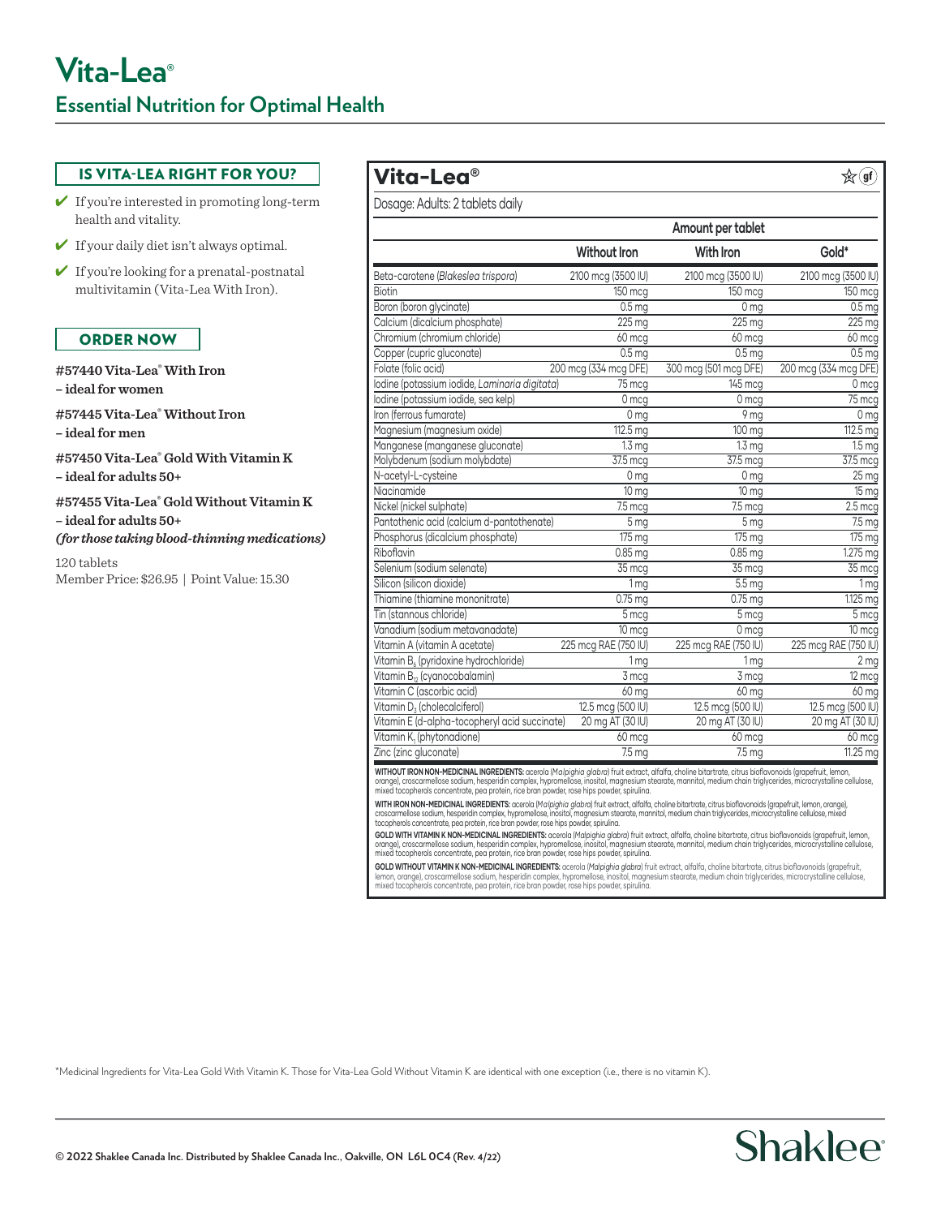# Vita-Lea®

## Essential Nutrition for Optimal Health

### IS VITA-LEA RIGHT FOR YOU?

- ✔ If you're interested in promoting long-term health and vitality.
- ✔ If your daily diet isn't always optimal.
- ✔ If you're looking for a prenatal-postnatal multivitamin (Vita-Lea With Iron).

### ORDER NOW

**#57440 Vita-Lea® With Iron**
**– ideal for women**

**#57445 Vita-Lea® Without Iron**
**– ideal for men**

**#57450 Vita-Lea® Gold With Vitamin K**
**– ideal for adults 50+**

**#57455 Vita-Lea® Gold Without Vitamin K**
**– ideal for adults 50+**
***(for those taking blood-thinning medications)***

120 tablets
Member Price: $26.95 | Point Value: 15.30

## Vita-Lea®

Dosage: Adults: 2 tablets daily

| | Amount per tablet | | |
|---|---|---|---|
| | Without Iron | With Iron | Gold* |
| Beta-carotene (*Blakeslea trispora*) | 2100 mcg (3500 IU) | 2100 mcg (3500 IU) | 2100 mcg (3500 IU) |
| Biotin | 150 mcg | 150 mcg | 150 mcg |
| Boron (boron glycinate) | 0.5 mg | 0 mg | 0.5 mg |
| Calcium (dicalcium phosphate) | 225 mg | 225 mg | 225 mg |
| Chromium (chromium chloride) | 60 mcg | 60 mcg | 60 mcg |
| Copper (cupric gluconate) | 0.5 mg | 0.5 mg | 0.5 mg |
| Folate (folic acid) | 200 mcg (334 mcg DFE) | 300 mcg (501 mcg DFE) | 200 mcg (334 mcg DFE) |
| Iodine (potassium iodide, *Laminaria digitata*) | 75 mcg | 145 mcg | 0 mcg |
| Iodine (potassium iodide, sea kelp) | 0 mcg | 0 mcg | 75 mcg |
| Iron (ferrous fumarate) | 0 mg | 9 mg | 0 mg |
| Magnesium (magnesium oxide) | 112.5 mg | 100 mg | 112.5 mg |
| Manganese (manganese gluconate) | 1.3 mg | 1.3 mg | 1.5 mg |
| Molybdenum (sodium molybdate) | 37.5 mcg | 37.5 mcg | 37.5 mcg |
| N-acetyl-L-cysteine | 0 mg | 0 mg | 25 mg |
| Niacinamide | 10 mg | 10 mg | 15 mg |
| Nickel (nickel sulphate) | 7.5 mcg | 7.5 mcg | 2.5 mcg |
| Pantothenic acid (calcium d-pantothenate) | 5 mg | 5 mg | 7.5 mg |
| Phosphorus (dicalcium phosphate) | 175 mg | 175 mg | 175 mg |
| Riboflavin | 0.85 mg | 0.85 mg | 1.275 mg |
| Selenium (sodium selenate) | 35 mcg | 35 mcg | 35 mcg |
| Silicon (silicon dioxide) | 1 mg | 5.5 mg | 1 mg |
| Thiamine (thiamine mononitrate) | 0.75 mg | 0.75 mg | 1.125 mg |
| Tin (stannous chloride) | 5 mcg | 5 mcg | 5 mcg |
| Vanadium (sodium metavanadate) | 10 mcg | 0 mcg | 10 mcg |
| Vitamin A (vitamin A acetate) | 225 mcg RAE (750 IU) | 225 mcg RAE (750 IU) | 225 mcg RAE (750 IU) |
| Vitamin $B_6$ (pyridoxine hydrochloride) | 1 mg | 1 mg | 2 mg |
| Vitamin $B_{12}$ (cyanocobalamin) | 3 mcg | 3 mcg | 12 mcg |
| Vitamin C (ascorbic acid) | 60 mg | 60 mg | 60 mg |
| Vitamin $D_3$ (cholecalciferol) | 12.5 mcg (500 IU) | 12.5 mcg (500 IU) | 12.5 mcg (500 IU) |
| Vitamin E (d-alpha-tocopheryl acid succinate) | 20 mg AT (30 IU) | 20 mg AT (30 IU) | 20 mg AT (30 IU) |
| Vitamin $K_1$ (phytonadione) | 60 mcg | 60 mcg | 60 mcg |
| Zinc (zinc gluconate) | 7.5 mg | 7.5 mg | 11.25 mg |

**WITHOUT IRON NON-MEDICINAL INGREDIENTS:** acerola (*Malpighia glabra*) fruit extract, alfalfa, choline bitartrate, citrus bioflavonoids (grapefruit, lemon, orange), croscarmellose sodium, hesperidin complex, hypromellose, inositol, magnesium stearate, mannitol, medium chain triglycerides, microcrystalline cellulose, mixed tocopherols concentrate, pea protein, rice bran powder, rose hips powder, spirulina.

**WITH IRON NON-MEDICINAL INGREDIENTS:** acerola (*Malpighia glabra*) fruit extract, alfalfa, choline bitartrate, citrus bioflavonoids (grapefruit, lemon, orange), croscarmellose sodium, hesperidin complex, hypromellose, inositol, magnesium stearate, mannitol, medium chain triglycerides, microcrystalline cellulose, mixed tocopherols concentrate, pea protein, rice bran powder, rose hips powder, spirulina.

**GOLD WITH VITAMIN K NON-MEDICINAL INGREDIENTS:** acerola (*Malpighia glabra*) fruit extract, alfalfa, choline bitartrate, citrus bioflavonoids (grapefruit, lemon, orange), croscarmellose sodium, hesperidin complex, hypromellose, inositol, magnesium stearate, mannitol, medium chain triglycerides, microcrystalline cellulose, mixed tocopherols concentrate, pea protein, rice bran powder, rose hips powder, spirulina.

**GOLD WITHOUT VITAMIN K NON-MEDICINAL INGREDIENTS:** acerola (*Malpighia glabra*) fruit extract, alfalfa, choline bitartrate, citrus bioflavonoids (grapefruit, lemon, orange), croscarmellose sodium, hesperidin complex, hypromellose, inositol, magnesium stearate, medium chain triglycerides, microcrystalline cellulose, mixed tocopherols concentrate, pea protein, rice bran powder, rose hips powder, spirulina.

*Medicinal Ingredients for Vita-Lea Gold With Vitamin K. Those for Vita-Lea Gold Without Vitamin K are identical with one exception (i.e., there is no vitamin K).

© 2022 Shaklee Canada Inc. Distributed by Shaklee Canada Inc., Oakville, ON L6L 0C4 (Rev. 4/22)

Shaklee®